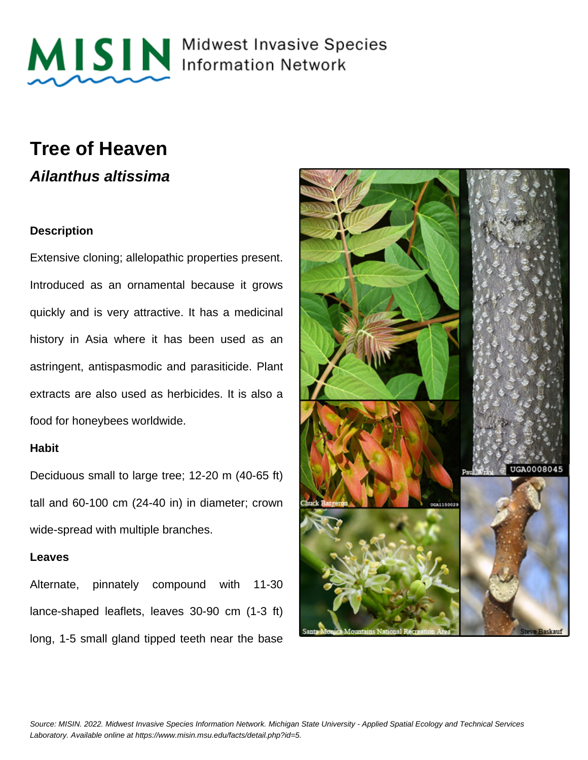# MISIN Midwest Invasive Species Information Network

## Tree of Heaven

### *Ailanthus altissima*

#### Description

Extensive cloning; allelopathic properties present. Introduced as an ornamental because it grows quickly and is very attractive. It has a medicinal history in Asia where it has been used as an astringent, antispasmodic and parasiticide. Plant extracts are also used as herbicides. It is also a food for honeybees worldwide.

#### Habit

Deciduous small to large tree; 12-20 m (40-65 ft) tall and 60-100 cm (24-40 in) in diameter; crown wide-spread with multiple branches.

#### Leaves

Alternate, pinnately compound with 11-30 lance-shaped leaflets, leaves 30-90 cm (1-3 ft) long, 1-5 small gland tipped teeth near the base

*Source: MISIN. 2022. Midwest Invasive Species Information Network. Michigan State University - Applied Spatial Ecology and Technical Services Laboratory. Available online at https://www.misin.msu.edu/facts/detail.php?id=5.*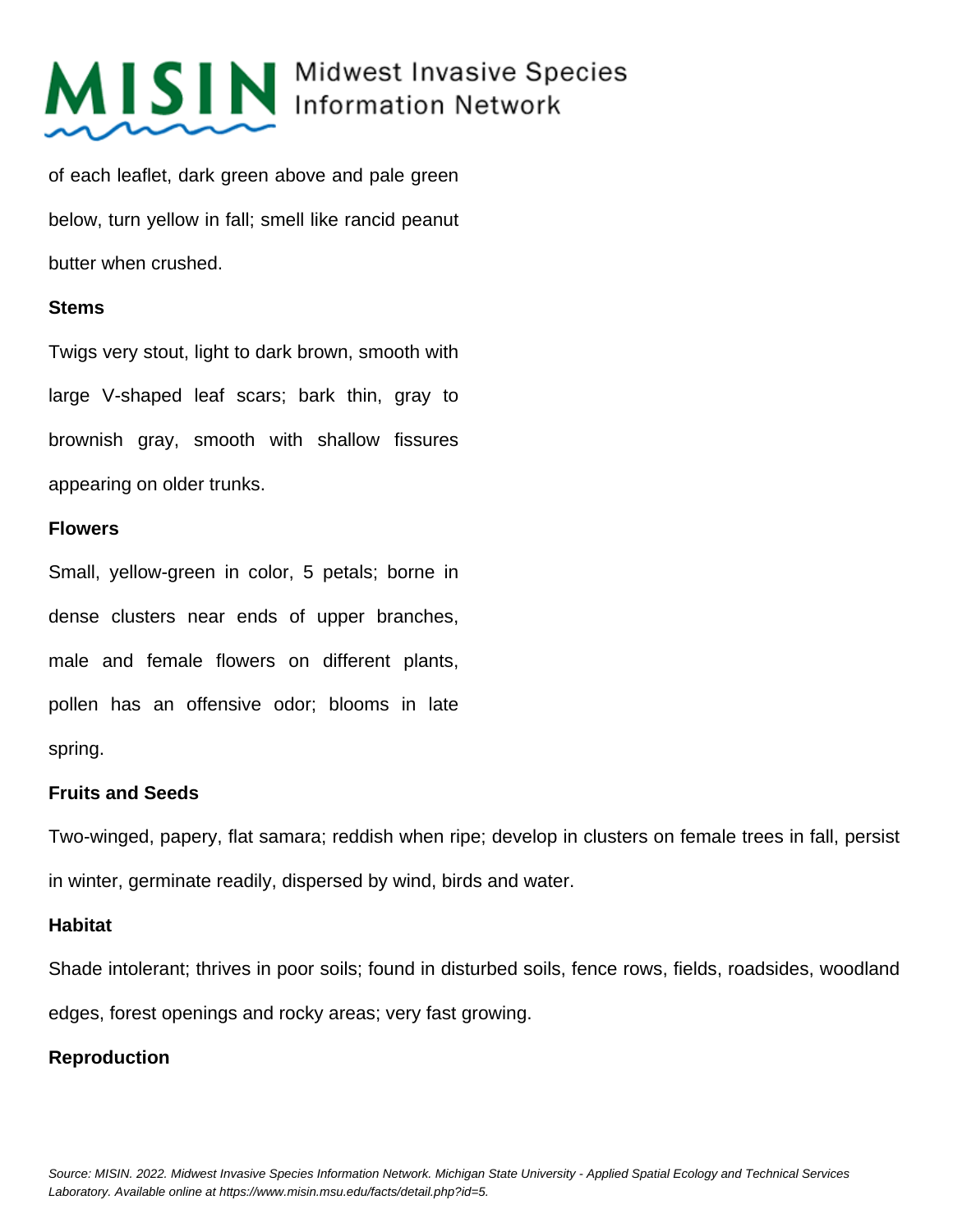of each leaflet, dark green above and pale green below, turn yellow in fall; smell like rancid peanut butter when crushed.

**Stems**

Twigs very stout, light to dark brown, smooth with large V-shaped leaf scars; bark thin, gray to brownish gray, smooth with shallow fissures appearing on older trunks.

**Flowers**

Small, yellow-green in color, 5 petals; borne in dense clusters near ends of upper branches, male and female flowers on different plants, pollen has an offensive odor; blooms in late spring.

**Fruits and Seeds**

Two-winged, papery, flat samara; reddish when ripe; develop in clusters on female trees in fall, persist in winter, germinate readily, dispersed by wind, birds and water.

**Habitat**

Shade intolerant; thrives in poor soils; found in disturbed soils, fence rows, fields, roadsides, woodland edges, forest openings and rocky areas; very fast growing.

**Reproduction**

*Source: MISIN. 2022. Midwest Invasive Species Information Network. Michigan State University - Applied Spatial Ecology and Technical Services Laboratory. Available online at https://www.misin.msu.edu/facts/detail.php?id=5.*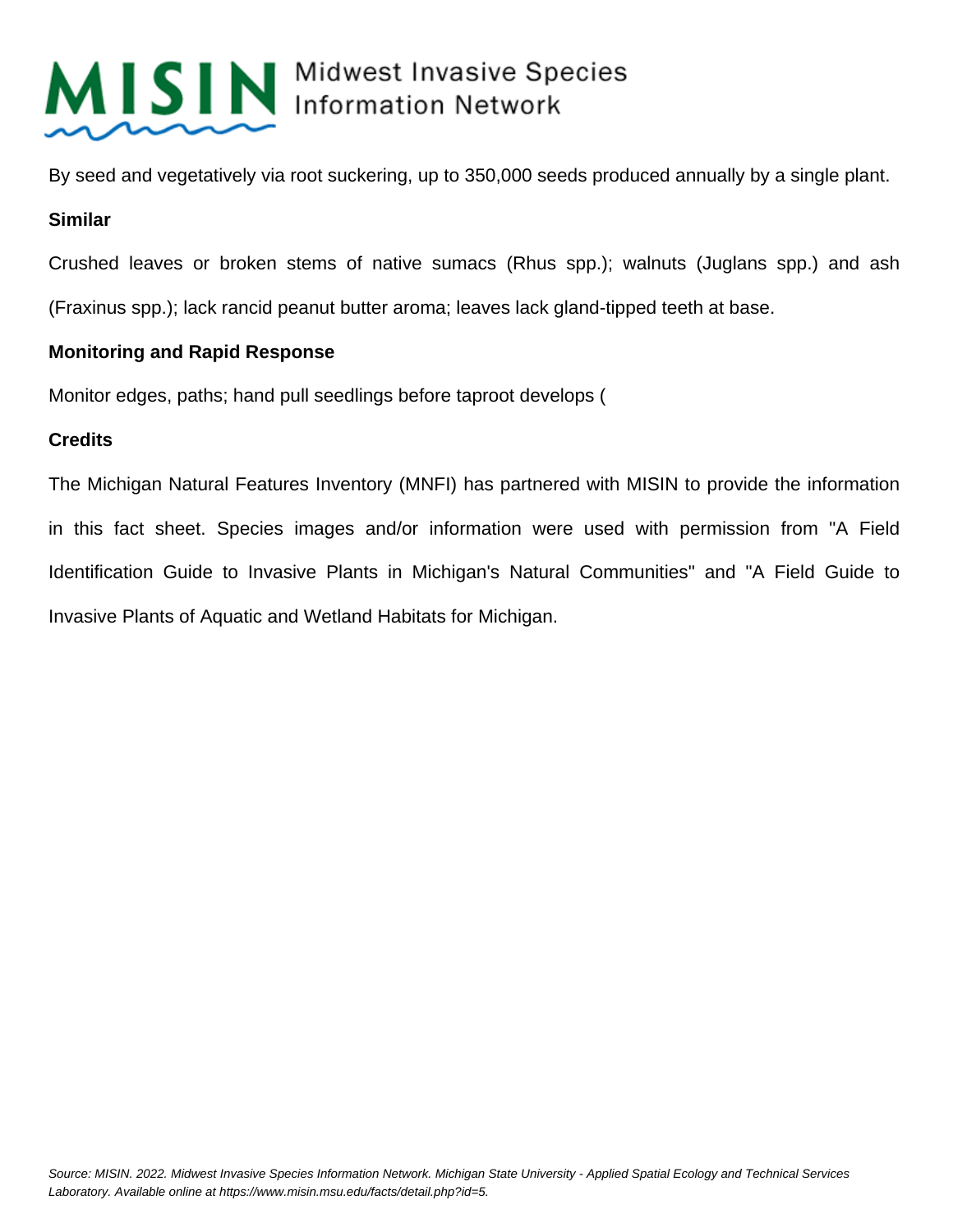By seed and vegetatively via root suckering, up to 350,000 seeds produced annually by a single plant.

**Similar**

Crushed leaves or broken stems of native sumacs (Rhus spp.); walnuts (Juglans spp.) and ash (Fraxinus spp.); lack rancid peanut butter aroma; leaves lack gland-tipped teeth at base.

**Monitoring and Rapid Response**

Monitor edges, paths; hand pull seedlings before taproot develops (

**Credits**

The Michigan Natural Features Inventory (MNFI) has partnered with MISIN to provide the information in this fact sheet. Species images and/or information were used with permission from "A Field Identification Guide to Invasive Plants in Michigan's Natural Communities" and "A Field Guide to Invasive Plants of Aquatic and Wetland Habitats for Michigan.

*Source: MISIN. 2022. Midwest Invasive Species Information Network. Michigan State University - Applied Spatial Ecology and Technical Services Laboratory. Available online at https://www.misin.msu.edu/facts/detail.php?id=5.*